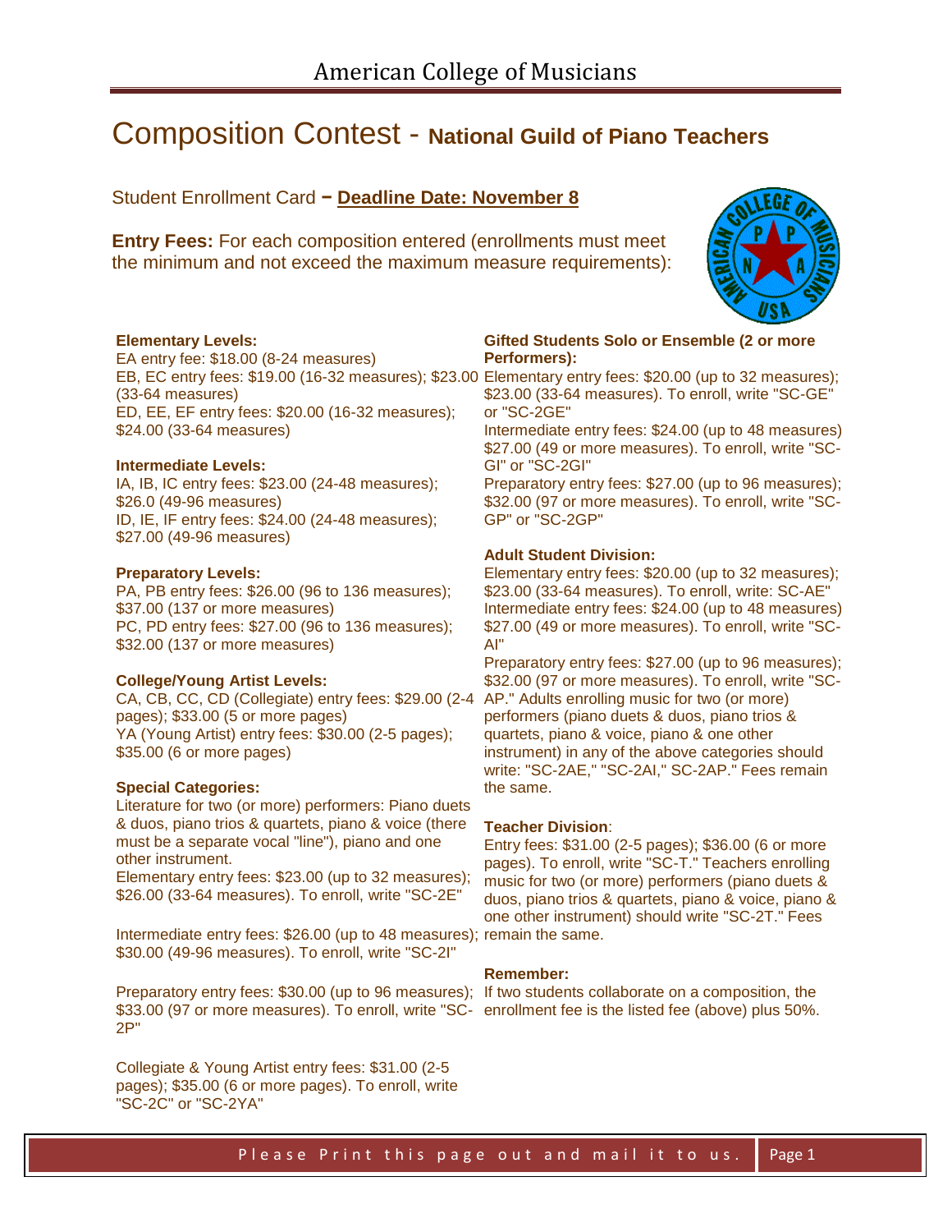# American College of Musicians

## Composition Contest - **National Guild of Piano Teachers**

Student Enrollment Card **– Deadline Date: November 8**

**Entry Fees:** For each composition entered (enrollments must meet the minimum and not exceed the maximum measure requirements):

**Elementary Levels:**
EA entry fee: $18.00 (8-24 measures)
EB, EC entry fees: $19.00 (16-32 measures); $23.00 (33-64 measures)
ED, EE, EF entry fees: $20.00 (16-32 measures); $24.00 (33-64 measures)

**Intermediate Levels:**
IA, IB, IC entry fees: $23.00 (24-48 measures); $26.0 (49-96 measures)
ID, IE, IF entry fees: $24.00 (24-48 measures); $27.00 (49-96 measures)

**Preparatory Levels:**
PA, PB entry fees: $26.00 (96 to 136 measures); $37.00 (137 or more measures)
PC, PD entry fees: $27.00 (96 to 136 measures); $32.00 (137 or more measures)

**College/Young Artist Levels:**
CA, CB, CC, CD (Collegiate) entry fees: $29.00 (2-4 pages); $33.00 (5 or more pages)
YA (Young Artist) entry fees: $30.00 (2-5 pages); $35.00 (6 or more pages)

**Special Categories:**
Literature for two (or more) performers: Piano duets & duos, piano trios & quartets, piano & voice (there must be a separate vocal "line"), piano and one other instrument.
Elementary entry fees: $23.00 (up to 32 measures); $26.00 (33-64 measures). To enroll, write "SC-2E"

Intermediate entry fees: $26.00 (up to 48 measures); $30.00 (49-96 measures). To enroll, write "SC-2I"

Preparatory entry fees: $30.00 (up to 96 measures); $33.00 (97 or more measures). To enroll, write "SC-2P"

Collegiate & Young Artist entry fees: $31.00 (2-5 pages); $35.00 (6 or more pages). To enroll, write "SC-2C" or "SC-2YA"

**Gifted Students Solo or Ensemble (2 or more Performers):**
Elementary entry fees: $20.00 (up to 32 measures); $23.00 (33-64 measures). To enroll, write "SC-GE" or "SC-2GE"
Intermediate entry fees: $24.00 (up to 48 measures) $27.00 (49 or more measures). To enroll, write "SC-GI" or "SC-2GI"
Preparatory entry fees: $27.00 (up to 96 measures); $32.00 (97 or more measures). To enroll, write "SC-GP" or "SC-2GP"

**Adult Student Division:**
Elementary entry fees: $20.00 (up to 32 measures); $23.00 (33-64 measures). To enroll, write: SC-AE"
Intermediate entry fees: $24.00 (up to 48 measures) $27.00 (49 or more measures). To enroll, write "SC-AI"
Preparatory entry fees: $27.00 (up to 96 measures); $32.00 (97 or more measures). To enroll, write "SC-AP." Adults enrolling music for two (or more) performers (piano duets & duos, piano trios & quartets, piano & voice, piano & one other instrument) in any of the above categories should write: "SC-2AE," "SC-2AI," SC-2AP." Fees remain the same.

**Teacher Division**:
Entry fees: $31.00 (2-5 pages); $36.00 (6 or more pages). To enroll, write "SC-T." Teachers enrolling music for two (or more) performers (piano duets & duos, piano trios & quartets, piano & voice, piano & one other instrument) should write "SC-2T." Fees remain the same.

**Remember:**
If two students collaborate on a composition, the enrollment fee is the listed fee (above) plus 50%.

Please Print this page out and mail it to us.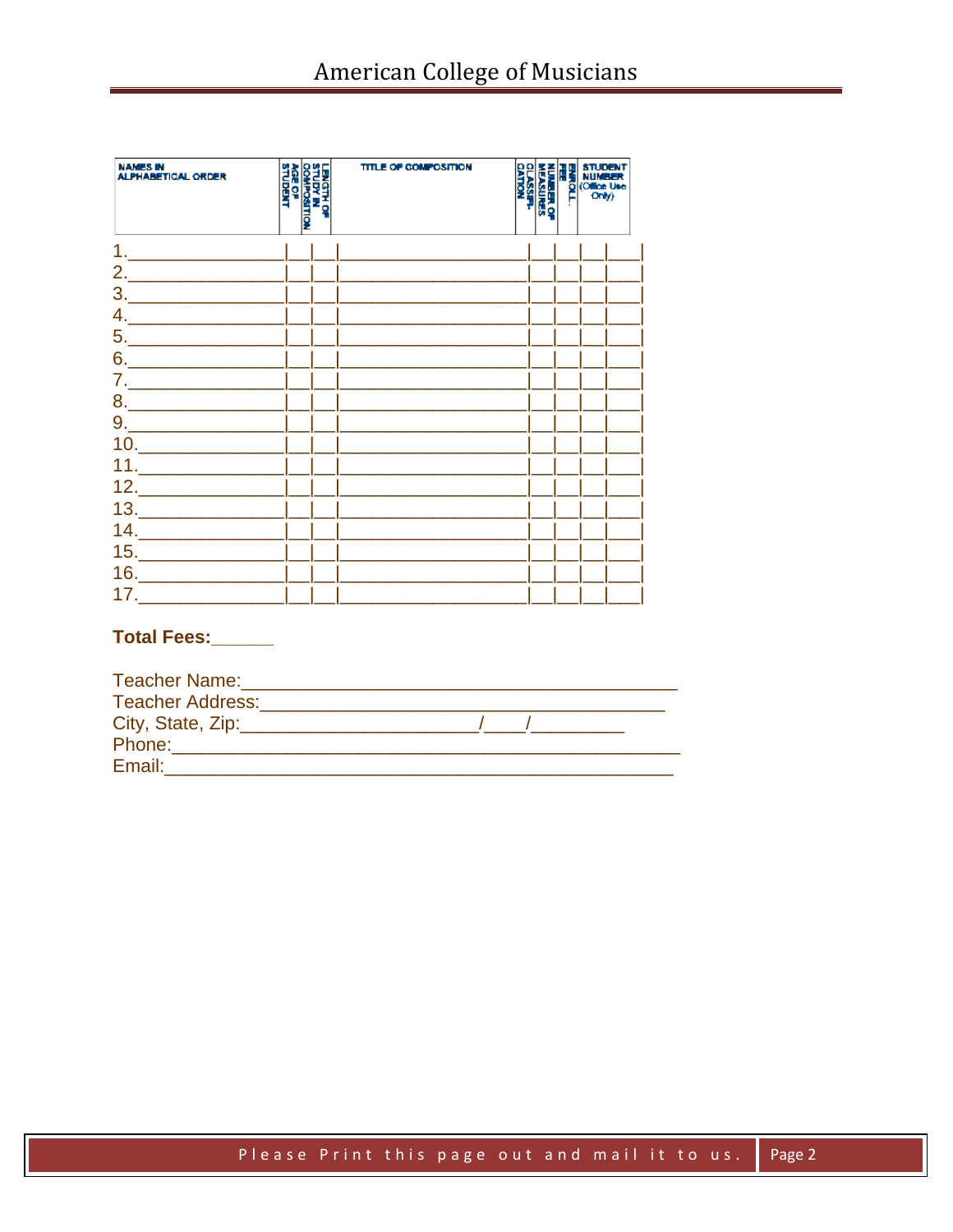# American College of Musicians

| NAMES IN ALPHABETICAL ORDER | AGE OF STUDENT | LENGTH OF STUDY IN COMPOSITION | TITLE OF COMPOSITION | CLASSIFI-CATION | NUMBER OF MEASURES | FEE | ENROLL. | STUDENT NUMBER (Office Use Only) |
|---|---|---|---|---|---|---|---|---|
| 1. | | | | | | | | |
| 2. | | | | | | | | |
| 3. | | | | | | | | |
| 4. | | | | | | | | |
| 5. | | | | | | | | |
| 6. | | | | | | | | |
| 7. | | | | | | | | |
| 8. | | | | | | | | |
| 9. | | | | | | | | |
| 10. | | | | | | | | |
| 11. | | | | | | | | |
| 12. | | | | | | | | |
| 13. | | | | | | | | |
| 14. | | | | | | | | |
| 15. | | | | | | | | |
| 16. | | | | | | | | |
| 17. | | | | | | | | |

**Total Fees:**______

Teacher Name:____________________________________________
Teacher Address:_________________________________________
City, State, Zip:______________________/____/_________
Phone:___________________________________________________
Email:___________________________________________________

Please Print this page out and mail it to us.